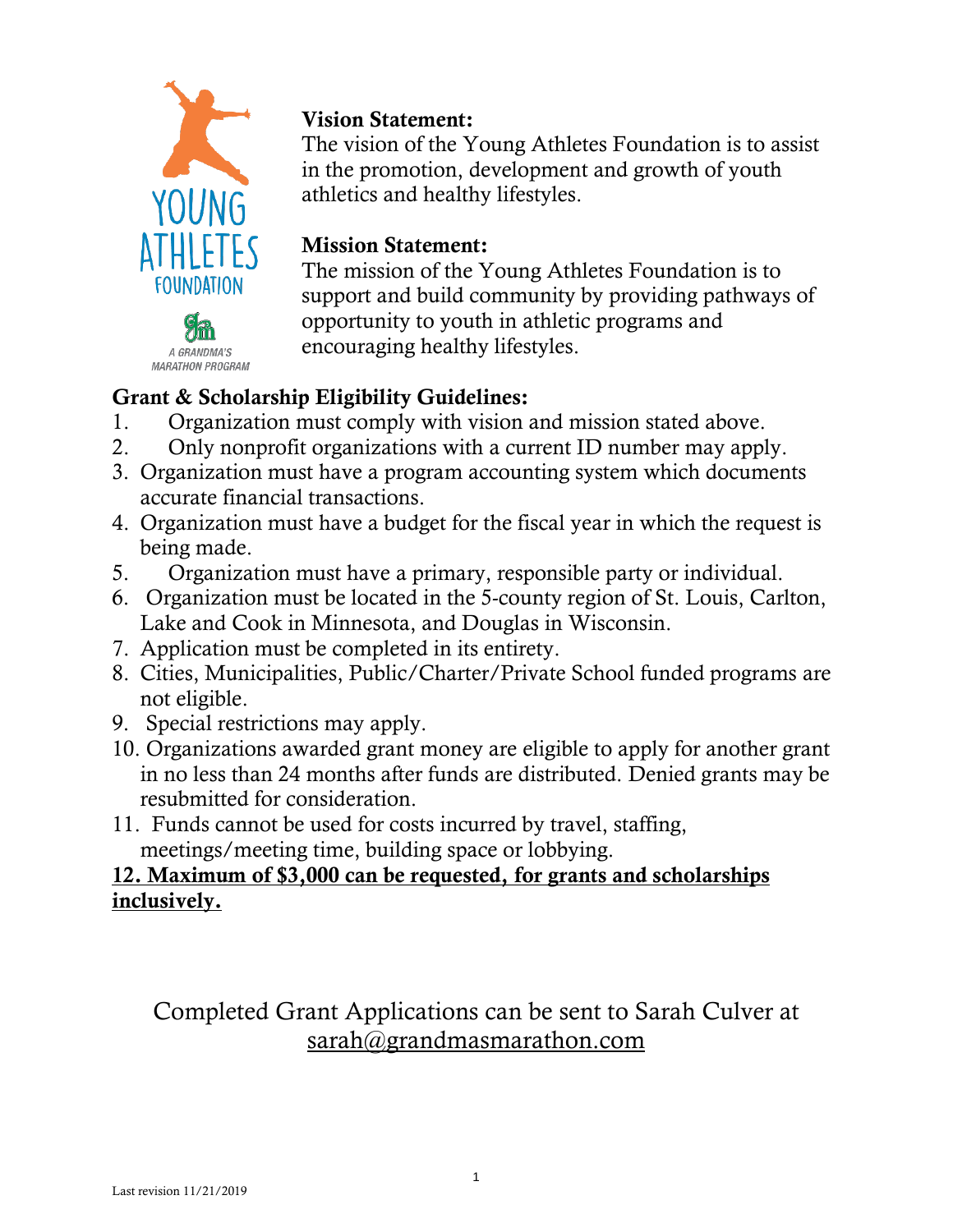YOUNG ATHLETES FOUNDATION

A GRANDMA'S MARATHON PROGRAM

**Vision Statement:**
The vision of the Young Athletes Foundation is to assist in the promotion, development and growth of youth athletics and healthy lifestyles.

**Mission Statement:**
The mission of the Young Athletes Foundation is to support and build community by providing pathways of opportunity to youth in athletic programs and encouraging healthy lifestyles.

**Grant & Scholarship Eligibility Guidelines:**

1. Organization must comply with vision and mission stated above.
2. Only nonprofit organizations with a current ID number may apply.
3. Organization must have a program accounting system which documents accurate financial transactions.
4. Organization must have a budget for the fiscal year in which the request is being made.
5. Organization must have a primary, responsible party or individual.
6. Organization must be located in the 5-county region of St. Louis, Carlton, Lake and Cook in Minnesota, and Douglas in Wisconsin.
7. Application must be completed in its entirety.
8. Cities, Municipalities, Public/Charter/Private School funded programs are not eligible.
9. Special restrictions may apply.
10. Organizations awarded grant money are eligible to apply for another grant in no less than 24 months after funds are distributed. Denied grants may be resubmitted for consideration.
11. Funds cannot be used for costs incurred by travel, staffing, meetings/meeting time, building space or lobbying.

**<u>12. Maximum of $3,000 can be requested, for grants and scholarships inclusively.</u>**

Completed Grant Applications can be sent to Sarah Culver at sarah@grandmasmarathon.com

Last revision 11/21/2019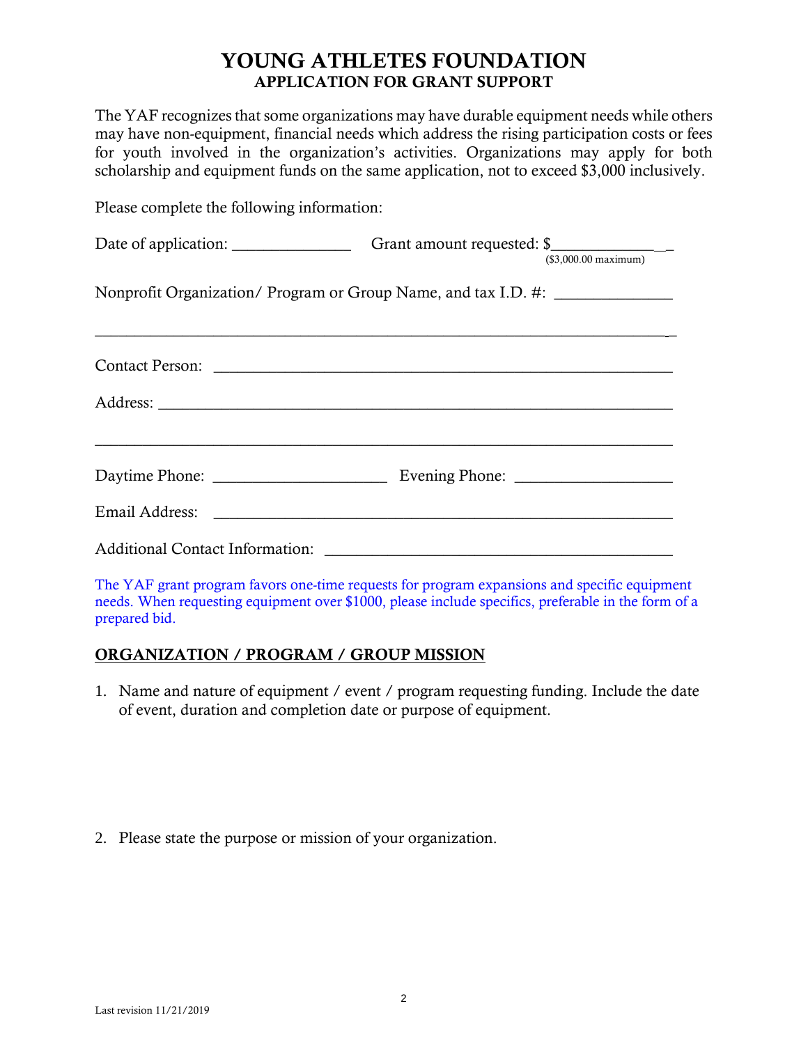# YOUNG ATHLETES FOUNDATION
## APPLICATION FOR GRANT SUPPORT

The YAF recognizes that some organizations may have durable equipment needs while others may have non-equipment, financial needs which address the rising participation costs or fees for youth involved in the organization's activities. Organizations may apply for both scholarship and equipment funds on the same application, not to exceed $3,000 inclusively.

Please complete the following information:

Date of application: _______________ Grant amount requested: $_______________
($3,000.00 maximum)

Nonprofit Organization/ Program or Group Name, and tax I.D. #: _______________

_______________________________________________________________________________

Contact Person: _______________________________________________________________

Address: _____________________________________________________________________

_______________________________________________________________________________

Daytime Phone: ______________________ Evening Phone: ____________________

Email Address: ________________________________________________________________

Additional Contact Information: _____________________________________________

The YAF grant program favors one-time requests for program expansions and specific equipment needs. When requesting equipment over $1000, please include specifics, preferable in the form of a prepared bid.

## ORGANIZATION / PROGRAM / GROUP MISSION

1. Name and nature of equipment / event / program requesting funding. Include the date of event, duration and completion date or purpose of equipment.

2. Please state the purpose or mission of your organization.

Last revision 11/21/2019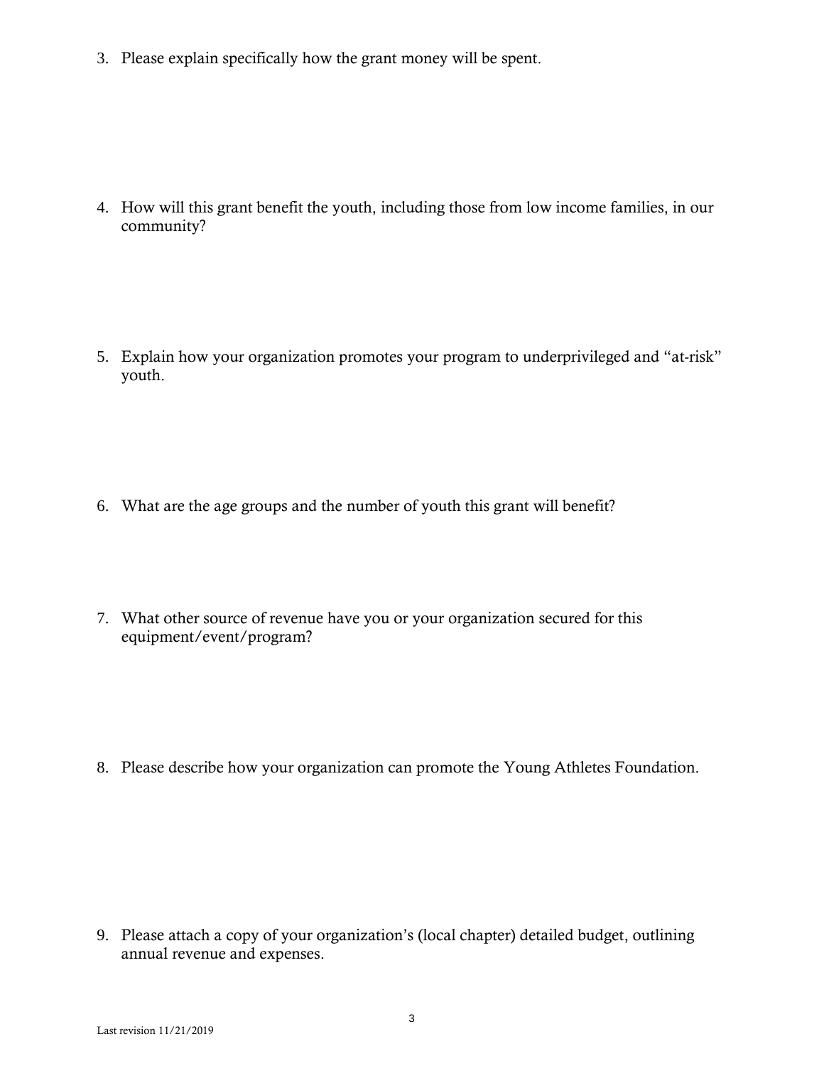3. Please explain specifically how the grant money will be spent.

4. How will this grant benefit the youth, including those from low income families, in our community?

5. Explain how your organization promotes your program to underprivileged and "at-risk" youth.

6. What are the age groups and the number of youth this grant will benefit?

7. What other source of revenue have you or your organization secured for this equipment/event/program?

8. Please describe how your organization can promote the Young Athletes Foundation.

9. Please attach a copy of your organization's (local chapter) detailed budget, outlining annual revenue and expenses.

Last revision 11/21/2019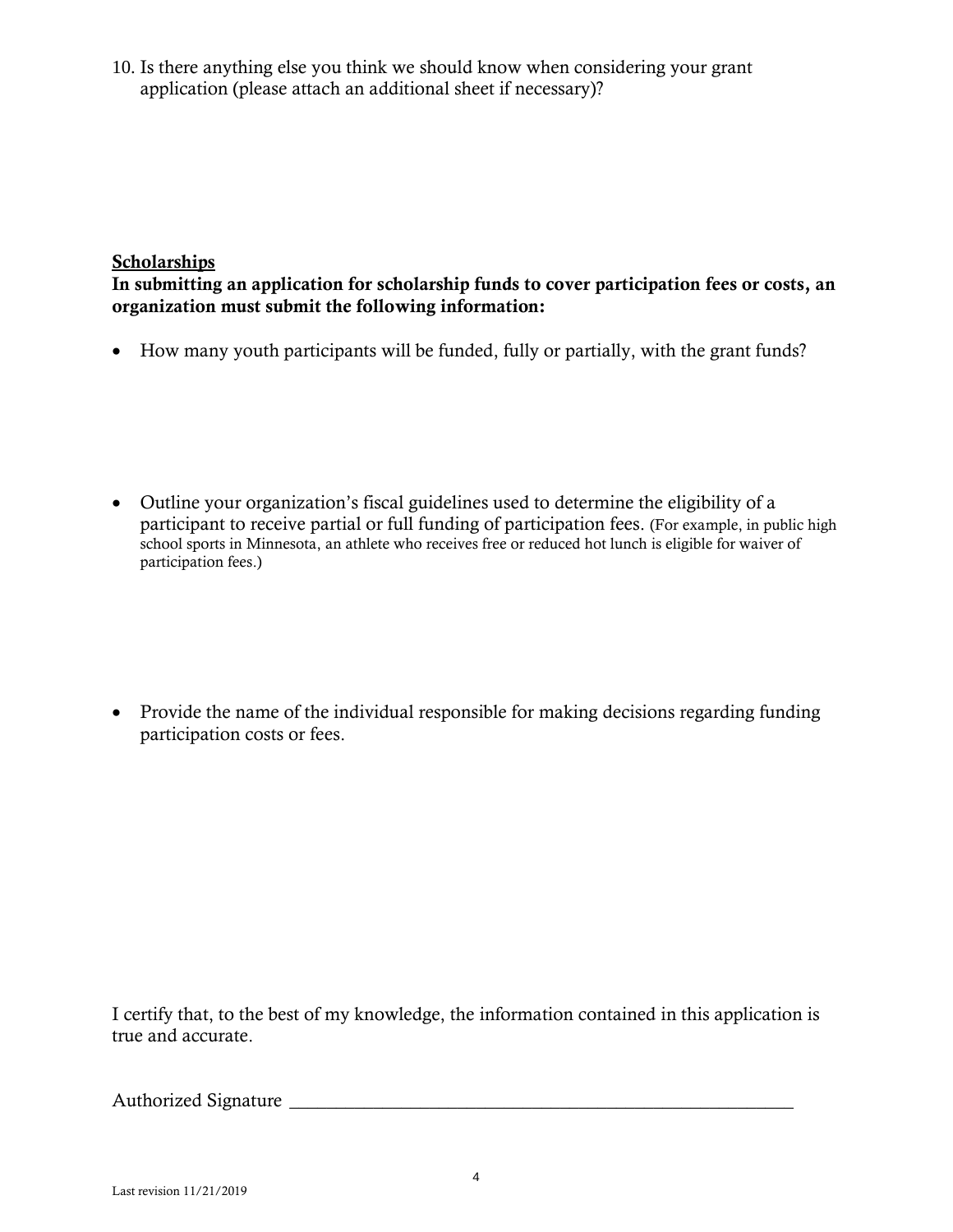10. Is there anything else you think we should know when considering your grant application (please attach an additional sheet if necessary)?

**Scholarships**

**In submitting an application for scholarship funds to cover participation fees or costs, an organization must submit the following information:**

- How many youth participants will be funded, fully or partially, with the grant funds?

- Outline your organization's fiscal guidelines used to determine the eligibility of a participant to receive partial or full funding of participation fees. (For example, in public high school sports in Minnesota, an athlete who receives free or reduced hot lunch is eligible for waiver of participation fees.)

- Provide the name of the individual responsible for making decisions regarding funding participation costs or fees.

I certify that, to the best of my knowledge, the information contained in this application is true and accurate.

Authorized Signature ______________________________________________________

Last revision 11/21/2019